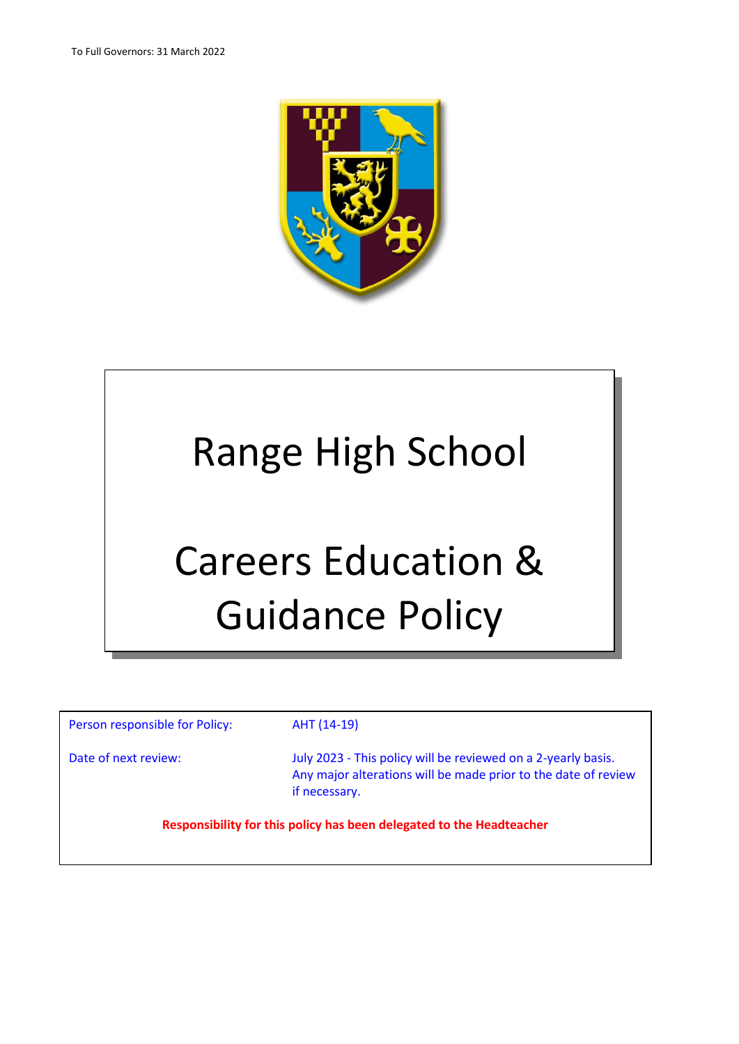To Full Governors: 31 March 2022

# Range High School

# Careers Education & Guidance Policy

| | |
|---|---|
| Person responsible for Policy: | AHT (14-19) |
| Date of next review: | July 2023 - This policy will be reviewed on a 2-yearly basis. Any major alterations will be made prior to the date of review if necessary. |

**Responsibility for this policy has been delegated to the Headteacher**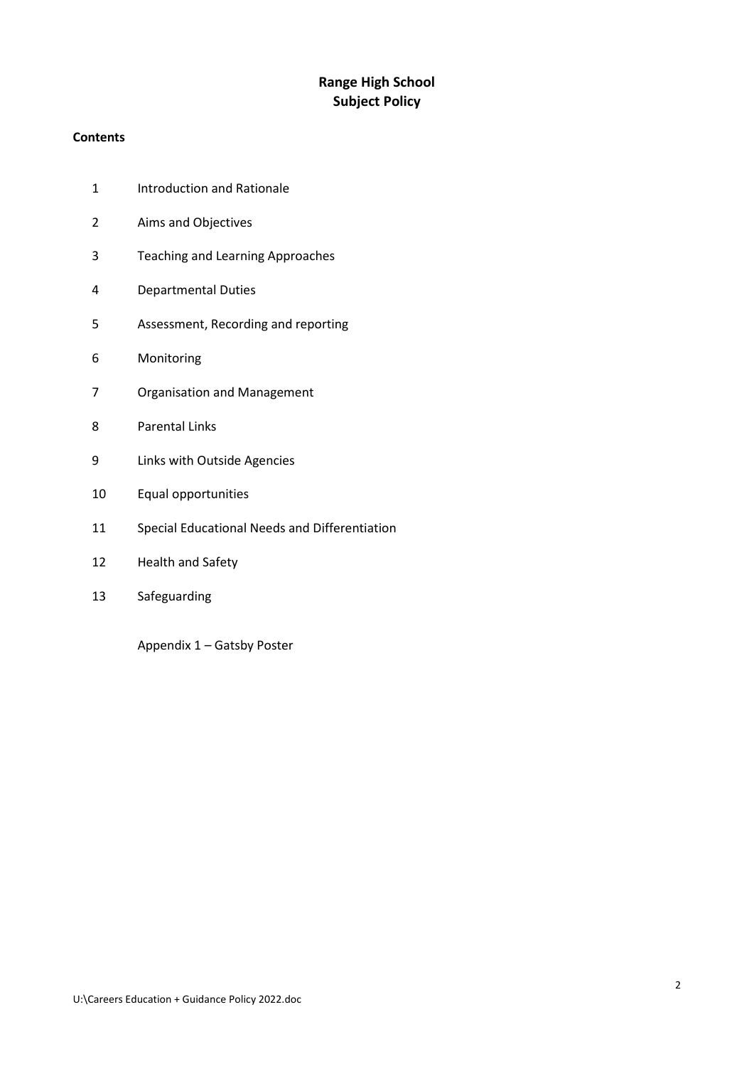# Range High School
# Subject Policy

**Contents**

1 Introduction and Rationale

2 Aims and Objectives

3 Teaching and Learning Approaches

4 Departmental Duties

5 Assessment, Recording and reporting

6 Monitoring

7 Organisation and Management

8 Parental Links

9 Links with Outside Agencies

10 Equal opportunities

11 Special Educational Needs and Differentiation

12 Health and Safety

13 Safeguarding

Appendix 1 – Gatsby Poster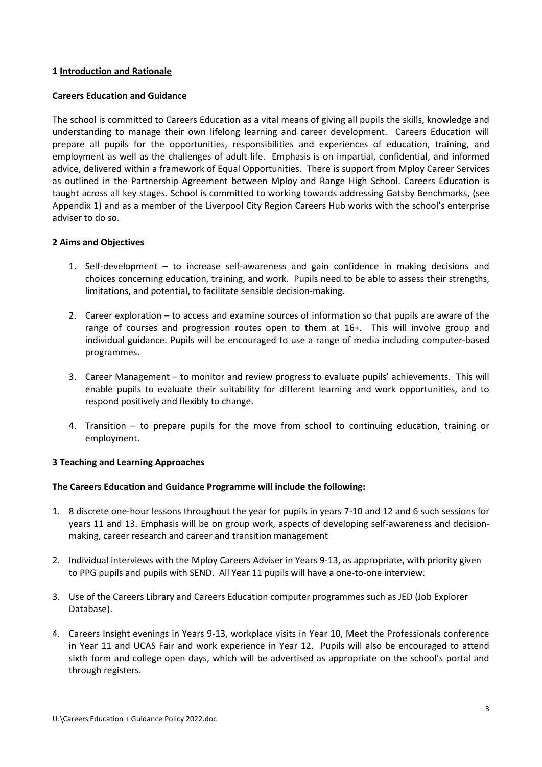## 1 Introduction and Rationale

**Careers Education and Guidance**

The school is committed to Careers Education as a vital means of giving all pupils the skills, knowledge and understanding to manage their own lifelong learning and career development. Careers Education will prepare all pupils for the opportunities, responsibilities and experiences of education, training, and employment as well as the challenges of adult life. Emphasis is on impartial, confidential, and informed advice, delivered within a framework of Equal Opportunities. There is support from Mploy Career Services as outlined in the Partnership Agreement between Mploy and Range High School. Careers Education is taught across all key stages. School is committed to working towards addressing Gatsby Benchmarks, (see Appendix 1) and as a member of the Liverpool City Region Careers Hub works with the school's enterprise adviser to do so.

## 2 Aims and Objectives

1. Self-development – to increase self-awareness and gain confidence in making decisions and choices concerning education, training, and work. Pupils need to be able to assess their strengths, limitations, and potential, to facilitate sensible decision-making.

2. Career exploration – to access and examine sources of information so that pupils are aware of the range of courses and progression routes open to them at 16+. This will involve group and individual guidance. Pupils will be encouraged to use a range of media including computer-based programmes.

3. Career Management – to monitor and review progress to evaluate pupils' achievements. This will enable pupils to evaluate their suitability for different learning and work opportunities, and to respond positively and flexibly to change.

4. Transition – to prepare pupils for the move from school to continuing education, training or employment.

## 3 Teaching and Learning Approaches

**The Careers Education and Guidance Programme will include the following:**

1. 8 discrete one-hour lessons throughout the year for pupils in years 7-10 and 12 and 6 such sessions for years 11 and 13. Emphasis will be on group work, aspects of developing self-awareness and decision-making, career research and career and transition management

2. Individual interviews with the Mploy Careers Adviser in Years 9-13, as appropriate, with priority given to PPG pupils and pupils with SEND. All Year 11 pupils will have a one-to-one interview.

3. Use of the Careers Library and Careers Education computer programmes such as JED (Job Explorer Database).

4. Careers Insight evenings in Years 9-13, workplace visits in Year 10, Meet the Professionals conference in Year 11 and UCAS Fair and work experience in Year 12. Pupils will also be encouraged to attend sixth form and college open days, which will be advertised as appropriate on the school's portal and through registers.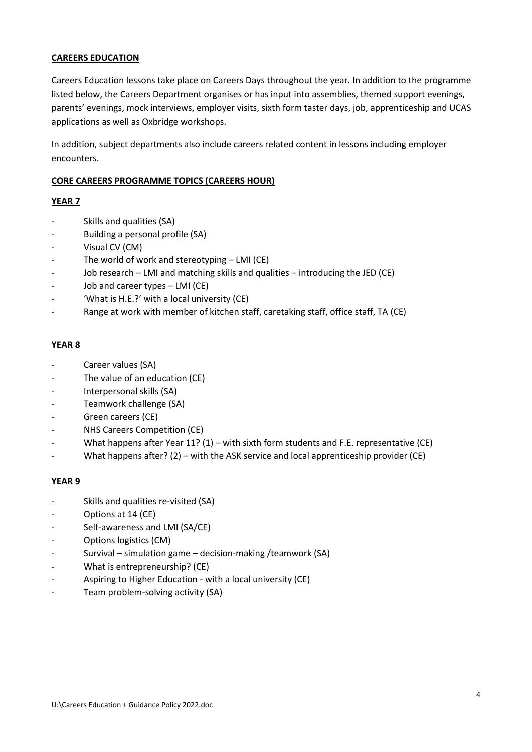## CAREERS EDUCATION

Careers Education lessons take place on Careers Days throughout the year. In addition to the programme listed below, the Careers Department organises or has input into assemblies, themed support evenings, parents' evenings, mock interviews, employer visits, sixth form taster days, job, apprenticeship and UCAS applications as well as Oxbridge workshops.

In addition, subject departments also include careers related content in lessons including employer encounters.

## CORE CAREERS PROGRAMME TOPICS (CAREERS HOUR)

### YEAR 7

- Skills and qualities (SA)
- Building a personal profile (SA)
- Visual CV (CM)
- The world of work and stereotyping – LMI (CE)
- Job research – LMI and matching skills and qualities – introducing the JED (CE)
- Job and career types – LMI (CE)
- 'What is H.E.?' with a local university (CE)
- Range at work with member of kitchen staff, caretaking staff, office staff, TA (CE)

### YEAR 8

- Career values (SA)
- The value of an education (CE)
- Interpersonal skills (SA)
- Teamwork challenge (SA)
- Green careers (CE)
- NHS Careers Competition (CE)
- What happens after Year 11? (1) – with sixth form students and F.E. representative (CE)
- What happens after? (2) – with the ASK service and local apprenticeship provider (CE)

### YEAR 9

- Skills and qualities re-visited (SA)
- Options at 14 (CE)
- Self-awareness and LMI (SA/CE)
- Options logistics (CM)
- Survival – simulation game – decision-making /teamwork (SA)
- What is entrepreneurship? (CE)
- Aspiring to Higher Education - with a local university (CE)
- Team problem-solving activity (SA)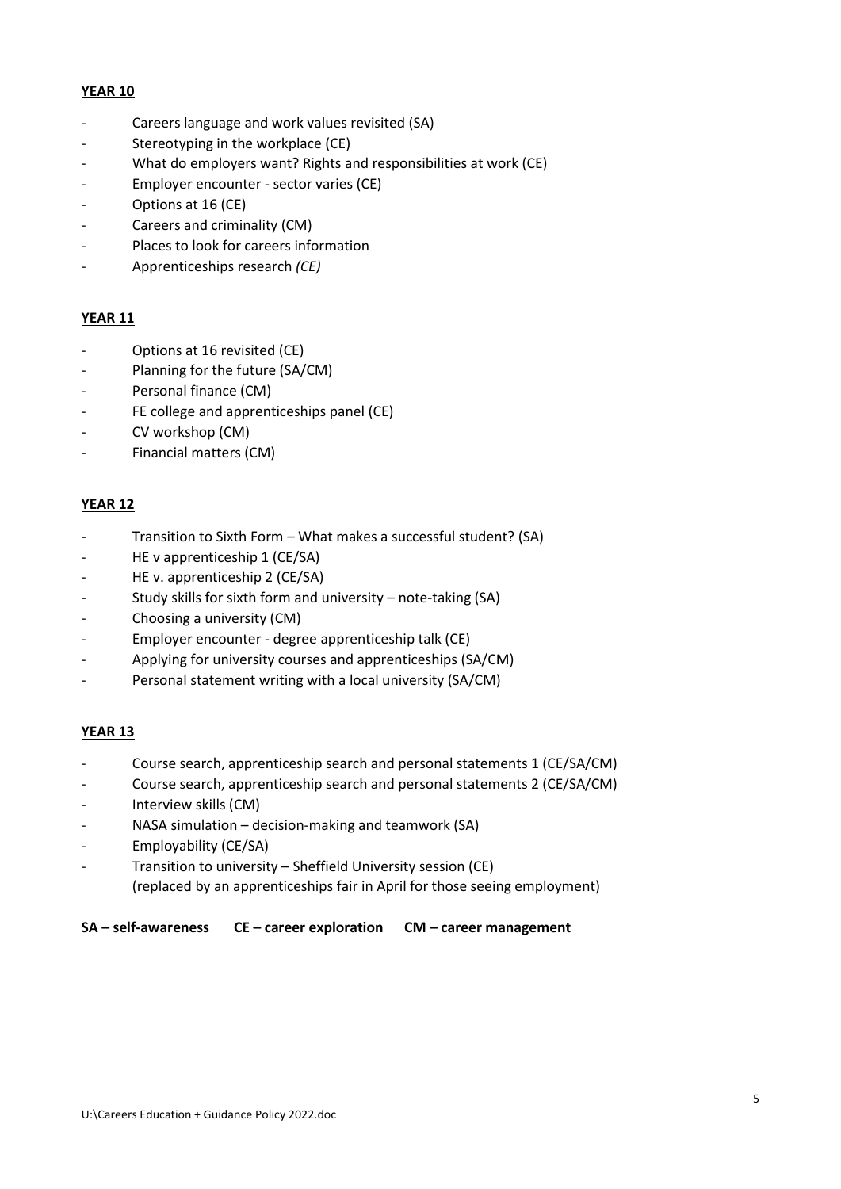**YEAR 10**

- Careers language and work values revisited (SA)
- Stereotyping in the workplace (CE)
- What do employers want? Rights and responsibilities at work (CE)
- Employer encounter - sector varies (CE)
- Options at 16 (CE)
- Careers and criminality (CM)
- Places to look for careers information
- Apprenticeships research *(CE)*

**YEAR 11**

- Options at 16 revisited (CE)
- Planning for the future (SA/CM)
- Personal finance (CM)
- FE college and apprenticeships panel (CE)
- CV workshop (CM)
- Financial matters (CM)

**YEAR 12**

- Transition to Sixth Form – What makes a successful student? (SA)
- HE v apprenticeship 1 (CE/SA)
- HE v. apprenticeship 2 (CE/SA)
- Study skills for sixth form and university – note-taking (SA)
- Choosing a university (CM)
- Employer encounter - degree apprenticeship talk (CE)
- Applying for university courses and apprenticeships (SA/CM)
- Personal statement writing with a local university (SA/CM)

**YEAR 13**

- Course search, apprenticeship search and personal statements 1 (CE/SA/CM)
- Course search, apprenticeship search and personal statements 2 (CE/SA/CM)
- Interview skills (CM)
- NASA simulation – decision-making and teamwork (SA)
- Employability (CE/SA)
- Transition to university – Sheffield University session (CE)
  (replaced by an apprenticeships fair in April for those seeing employment)

**SA – self-awareness CE – career exploration CM – career management**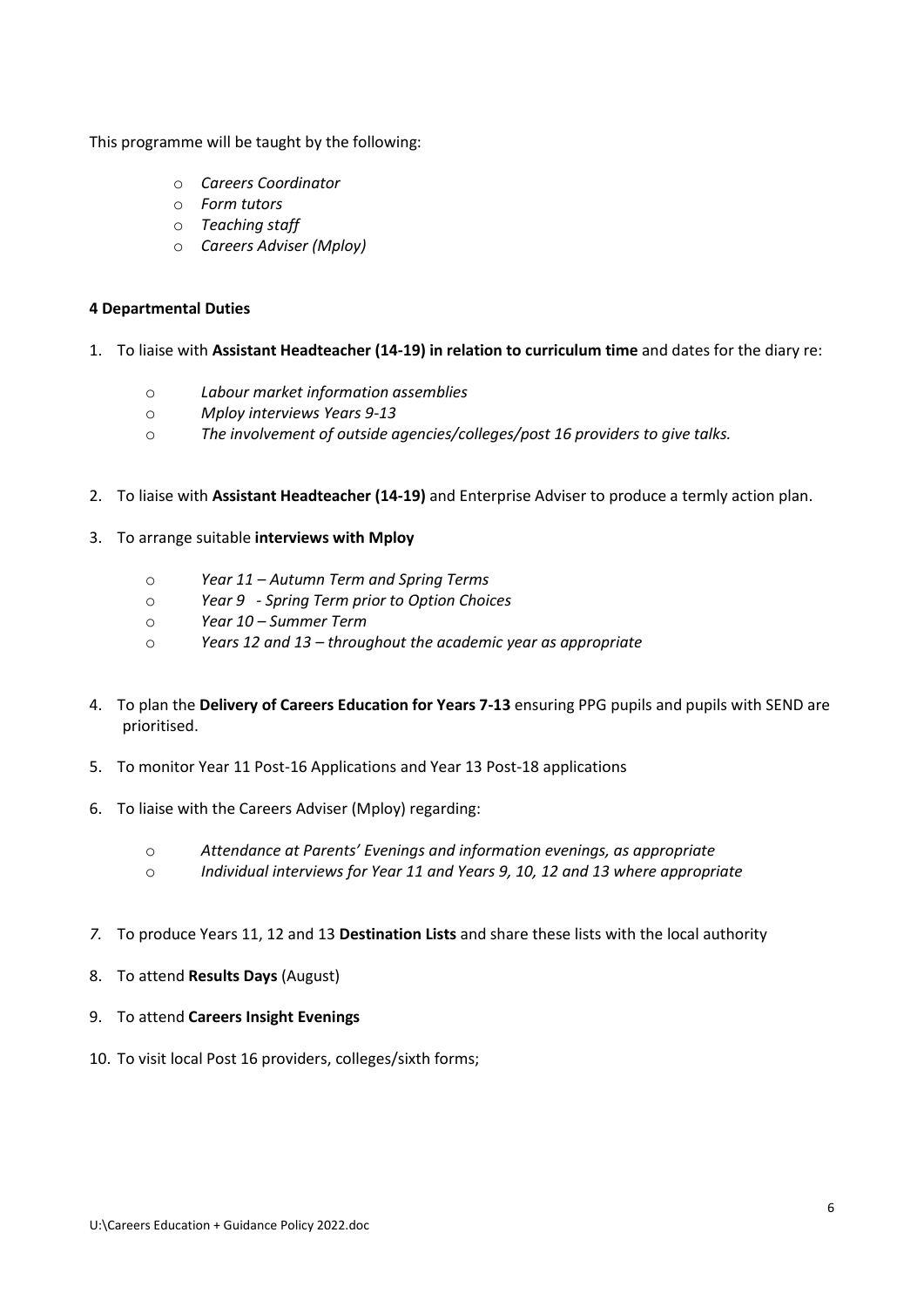This programme will be taught by the following:

- *Careers Coordinator*
- *Form tutors*
- *Teaching staff*
- *Careers Adviser (Mploy)*

**4 Departmental Duties**

1. To liaise with **Assistant Headteacher (14-19) in relation to curriculum time** and dates for the diary re:
    - *Labour market information assemblies*
    - *Mploy interviews Years 9-13*
    - *The involvement of outside agencies/colleges/post 16 providers to give talks.*

2. To liaise with **Assistant Headteacher (14-19)** and Enterprise Adviser to produce a termly action plan.

3. To arrange suitable **interviews with Mploy**
    - *Year 11 – Autumn Term and Spring Terms*
    - *Year 9 - Spring Term prior to Option Choices*
    - *Year 10 – Summer Term*
    - *Years 12 and 13 – throughout the academic year as appropriate*

4. To plan the **Delivery of Careers Education for Years 7-13** ensuring PPG pupils and pupils with SEND are prioritised.

5. To monitor Year 11 Post-16 Applications and Year 13 Post-18 applications

6. To liaise with the Careers Adviser (Mploy) regarding:
    - *Attendance at Parents' Evenings and information evenings, as appropriate*
    - *Individual interviews for Year 11 and Years 9, 10, 12 and 13 where appropriate*

7. To produce Years 11, 12 and 13 **Destination Lists** and share these lists with the local authority

8. To attend **Results Days** (August)

9. To attend **Careers Insight Evenings**

10. To visit local Post 16 providers, colleges/sixth forms;

U:\Careers Education + Guidance Policy 2022.doc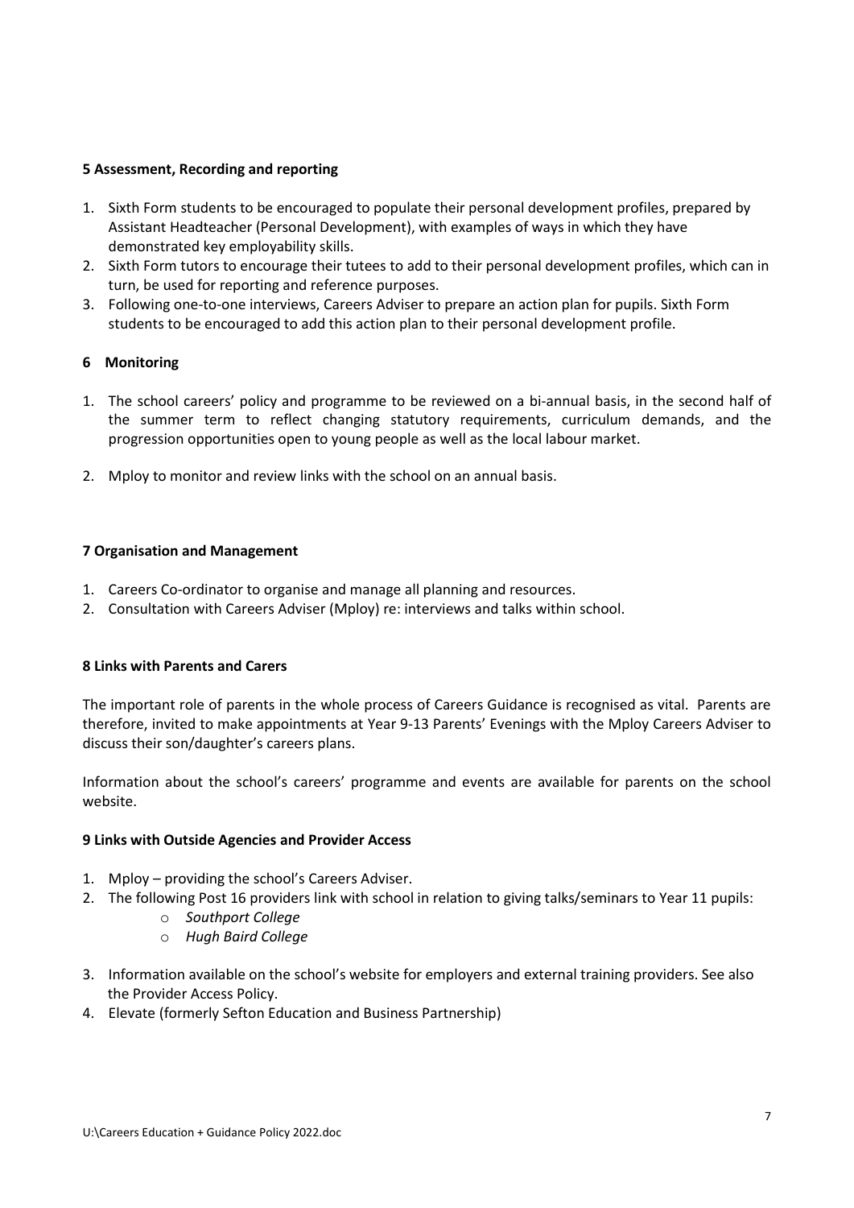## 5 Assessment, Recording and reporting

1. Sixth Form students to be encouraged to populate their personal development profiles, prepared by Assistant Headteacher (Personal Development), with examples of ways in which they have demonstrated key employability skills.
2. Sixth Form tutors to encourage their tutees to add to their personal development profiles, which can in turn, be used for reporting and reference purposes.
3. Following one-to-one interviews, Careers Adviser to prepare an action plan for pupils. Sixth Form students to be encouraged to add this action plan to their personal development profile.

## 6 Monitoring

1. The school careers' policy and programme to be reviewed on a bi-annual basis, in the second half of the summer term to reflect changing statutory requirements, curriculum demands, and the progression opportunities open to young people as well as the local labour market.

2. Mploy to monitor and review links with the school on an annual basis.

## 7 Organisation and Management

1. Careers Co-ordinator to organise and manage all planning and resources.
2. Consultation with Careers Adviser (Mploy) re: interviews and talks within school.

## 8 Links with Parents and Carers

The important role of parents in the whole process of Careers Guidance is recognised as vital. Parents are therefore, invited to make appointments at Year 9-13 Parents' Evenings with the Mploy Careers Adviser to discuss their son/daughter's careers plans.

Information about the school's careers' programme and events are available for parents on the school website.

## 9 Links with Outside Agencies and Provider Access

1. Mploy – providing the school's Careers Adviser.
2. The following Post 16 providers link with school in relation to giving talks/seminars to Year 11 pupils:
   - *Southport College*
   - *Hugh Baird College*
3. Information available on the school's website for employers and external training providers. See also the Provider Access Policy.
4. Elevate (formerly Sefton Education and Business Partnership)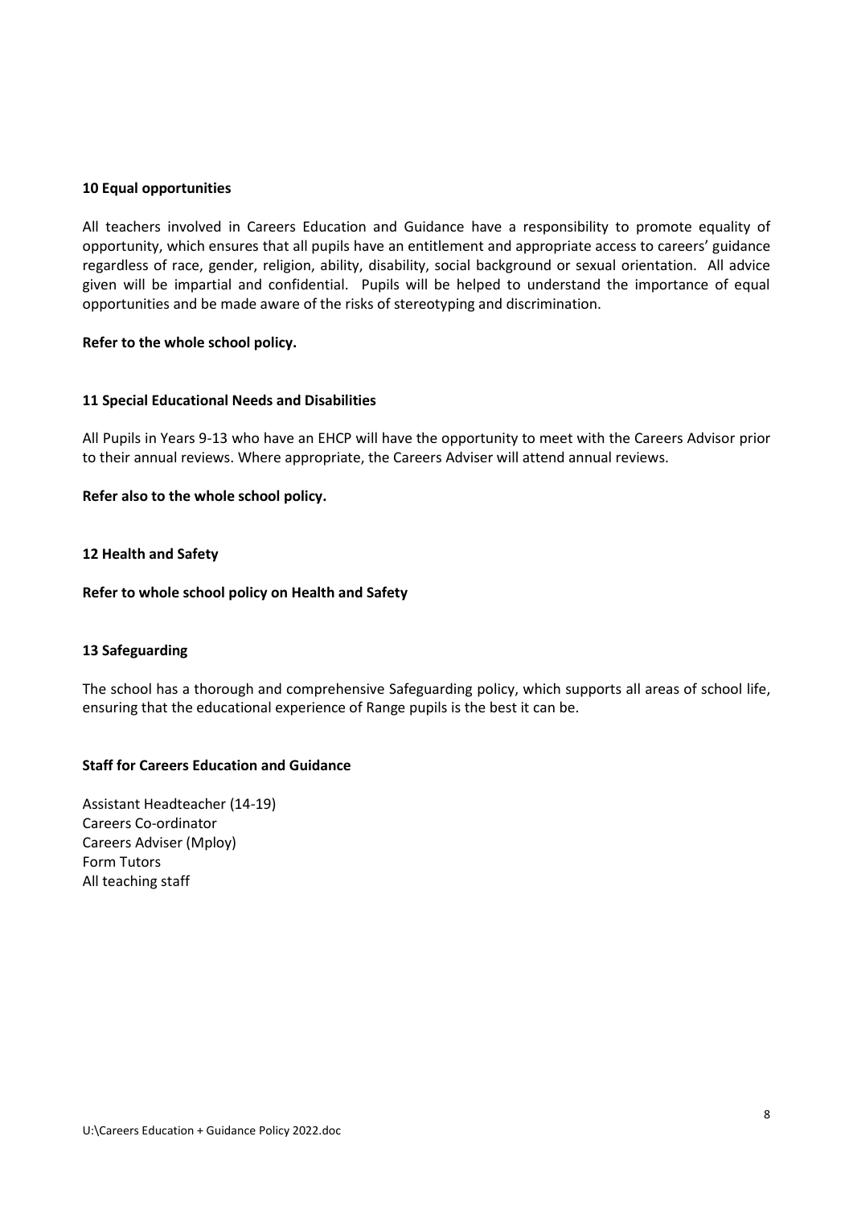## 10 Equal opportunities

All teachers involved in Careers Education and Guidance have a responsibility to promote equality of opportunity, which ensures that all pupils have an entitlement and appropriate access to careers' guidance regardless of race, gender, religion, ability, disability, social background or sexual orientation. All advice given will be impartial and confidential. Pupils will be helped to understand the importance of equal opportunities and be made aware of the risks of stereotyping and discrimination.

**Refer to the whole school policy.**

## 11 Special Educational Needs and Disabilities

All Pupils in Years 9-13 who have an EHCP will have the opportunity to meet with the Careers Advisor prior to their annual reviews. Where appropriate, the Careers Adviser will attend annual reviews.

**Refer also to the whole school policy.**

## 12 Health and Safety

**Refer to whole school policy on Health and Safety**

## 13 Safeguarding

The school has a thorough and comprehensive Safeguarding policy, which supports all areas of school life, ensuring that the educational experience of Range pupils is the best it can be.

## Staff for Careers Education and Guidance

Assistant Headteacher (14-19)
Careers Co-ordinator
Careers Adviser (Mploy)
Form Tutors
All teaching staff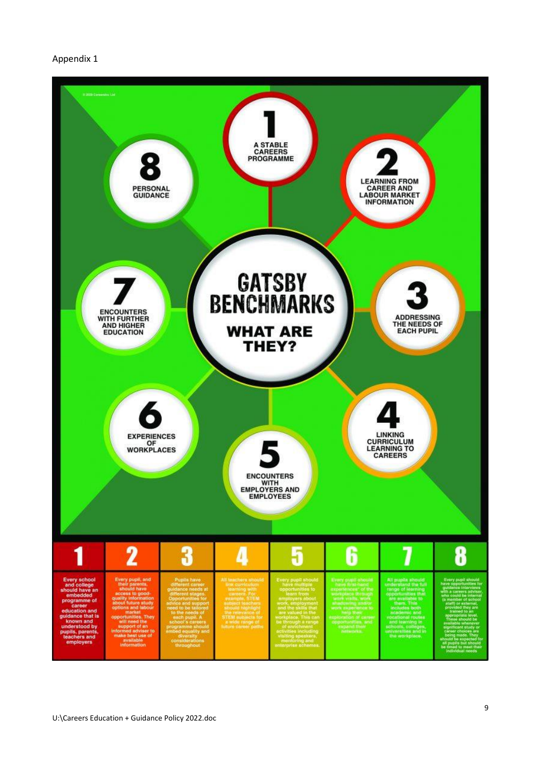Appendix 1

© 2020 Careersbox Ltd

GATSBY BENCHMARKS

WHAT ARE THEY?

1 A STABLE CAREERS PROGRAMME

2 LEARNING FROM CAREER AND LABOUR MARKET INFORMATION

3 ADDRESSING THE NEEDS OF EACH PUPIL

4 LINKING CURRICULUM LEARNING TO CAREERS

5 ENCOUNTERS WITH EMPLOYERS AND EMPLOYEES

6 EXPERIENCES OF WORKPLACES

7 ENCOUNTERS WITH FURTHER AND HIGHER EDUCATION

8 PERSONAL GUIDANCE

| 1 | 2 | 3 | 4 | 5 | 6 | 7 | 8 |
|---|---|---|---|---|---|---|---|
| Every school and college should have an embedded programme of career education and guidance that is known and understood by pupils, parents, teachers and employers | Every pupil, and their parents, should have access to good-quality information about future study options and labour market opportunities. They will need the support of an informed adviser to make best use of available information | Pupils have different career guidance needs at different stages. Opportunities for advice and support need to be tailored to the needs of each pupil. A school's careers programme should embed equality and diversity considerations throughout | All teachers should link curriculum learning with careers. For example, STEM subject teachers should highlight the relevance of STEM subjects for a wide range of future career paths | Every pupil should have multiple opportunities to learn from employers about work, employment and the skills that are valued in the workplace. This can be through a range of enrichment activities including visiting speakers, mentoring and enterprise schemes. | Every pupil should have first-hand experiences\* of the workplace through work visits, work shadowing and/or work experience to help their exploration of career opportunities, and expand their networks. | All pupils should understand the full range of learning opportunities that are available to them. This includes both academic and vocational routes and learning in schools, colleges, universities and in the workplace. | Every pupil should have opportunities for guidance interviews with a careers adviser, who could be internal (a member of school staff) or external, provided they are trained to an appropriate level. These should be available whenever significant study or career choices are being made. They should be expected for all pupils but should be timed to meet their individual needs |

U:\Careers Education + Guidance Policy 2022.doc